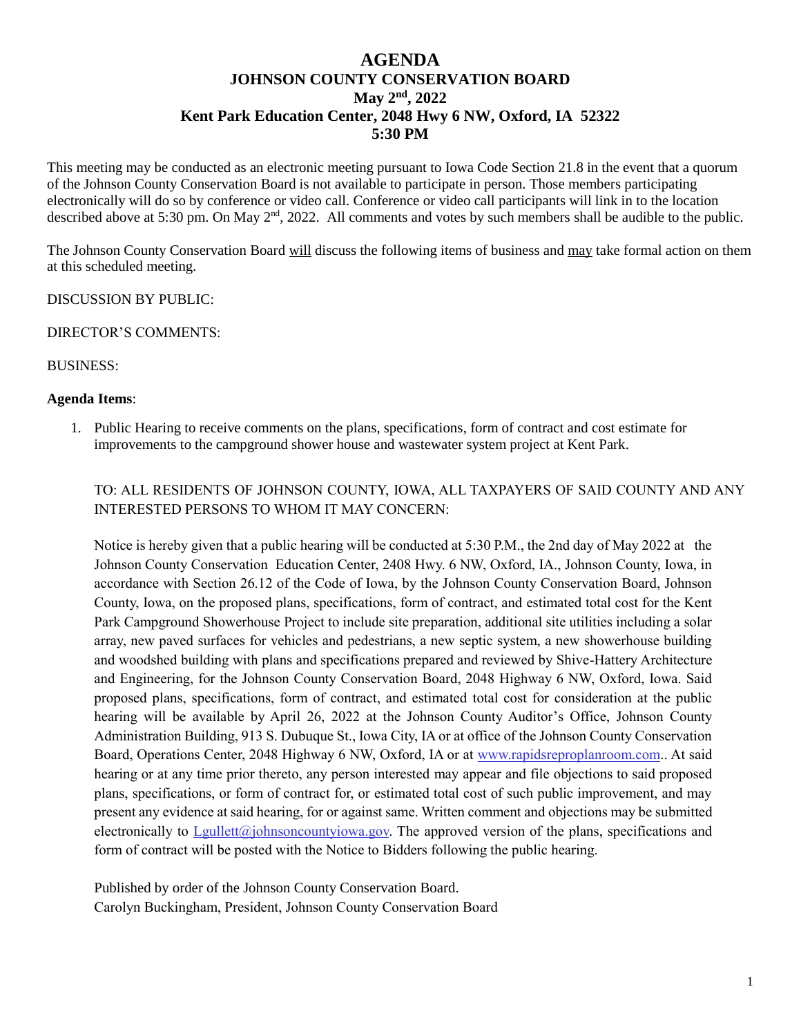# AGENDA
## JOHNSON COUNTY CONSERVATION BOARD
## May 2nd, 2022
## Kent Park Education Center, 2048 Hwy 6 NW, Oxford, IA 52322
## 5:30 PM

This meeting may be conducted as an electronic meeting pursuant to Iowa Code Section 21.8 in the event that a quorum of the Johnson County Conservation Board is not available to participate in person. Those members participating electronically will do so by conference or video call. Conference or video call participants will link in to the location described above at 5:30 pm. On May 2nd, 2022. All comments and votes by such members shall be audible to the public.

The Johnson County Conservation Board will discuss the following items of business and may take formal action on them at this scheduled meeting.

DISCUSSION BY PUBLIC:

DIRECTOR'S COMMENTS:

BUSINESS:

**Agenda Items**:

1. Public Hearing to receive comments on the plans, specifications, form of contract and cost estimate for improvements to the campground shower house and wastewater system project at Kent Park.

   TO: ALL RESIDENTS OF JOHNSON COUNTY, IOWA, ALL TAXPAYERS OF SAID COUNTY AND ANY INTERESTED PERSONS TO WHOM IT MAY CONCERN:

   Notice is hereby given that a public hearing will be conducted at 5:30 P.M., the 2nd day of May 2022 at the Johnson County Conservation Education Center, 2408 Hwy. 6 NW, Oxford, IA., Johnson County, Iowa, in accordance with Section 26.12 of the Code of Iowa, by the Johnson County Conservation Board, Johnson County, Iowa, on the proposed plans, specifications, form of contract, and estimated total cost for the Kent Park Campground Showerhouse Project to include site preparation, additional site utilities including a solar array, new paved surfaces for vehicles and pedestrians, a new septic system, a new showerhouse building and woodshed building with plans and specifications prepared and reviewed by Shive-Hattery Architecture and Engineering, for the Johnson County Conservation Board, 2048 Highway 6 NW, Oxford, Iowa. Said proposed plans, specifications, form of contract, and estimated total cost for consideration at the public hearing will be available by April 26, 2022 at the Johnson County Auditor's Office, Johnson County Administration Building, 913 S. Dubuque St., Iowa City, IA or at office of the Johnson County Conservation Board, Operations Center, 2048 Highway 6 NW, Oxford, IA or at www.rapidsreproplanroom.com.. At said hearing or at any time prior thereto, any person interested may appear and file objections to said proposed plans, specifications, or form of contract for, or estimated total cost of such public improvement, and may present any evidence at said hearing, for or against same. Written comment and objections may be submitted electronically to Lgullett@johnsoncountyiowa.gov. The approved version of the plans, specifications and form of contract will be posted with the Notice to Bidders following the public hearing.

   Published by order of the Johnson County Conservation Board.
   Carolyn Buckingham, President, Johnson County Conservation Board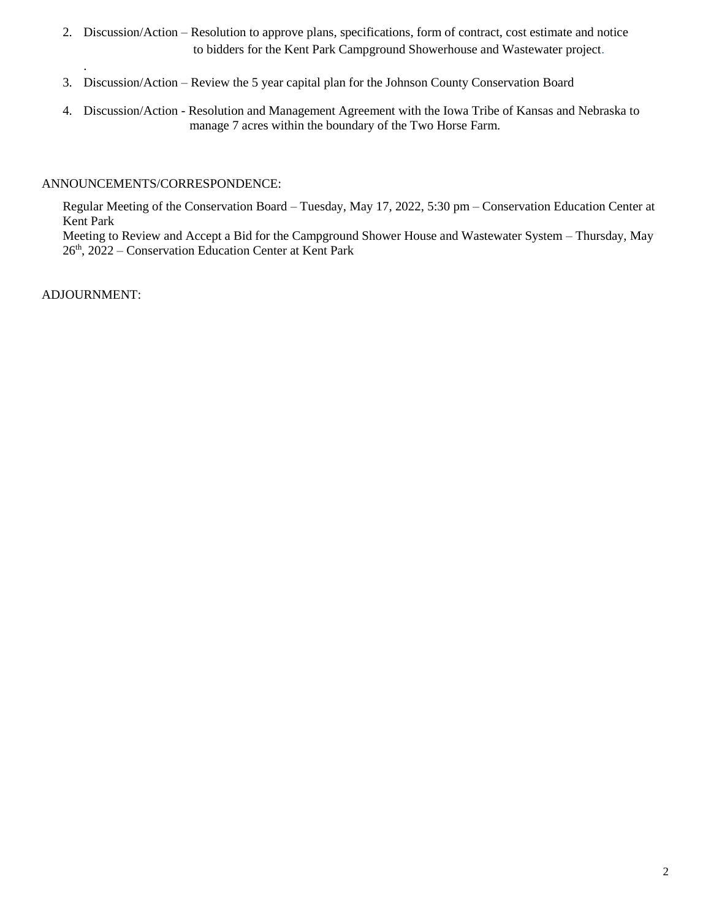2. Discussion/Action – Resolution to approve plans, specifications, form of contract, cost estimate and notice to bidders for the Kent Park Campground Showerhouse and Wastewater project.

3. Discussion/Action – Review the 5 year capital plan for the Johnson County Conservation Board

4. Discussion/Action - Resolution and Management Agreement with the Iowa Tribe of Kansas and Nebraska to manage 7 acres within the boundary of the Two Horse Farm.

ANNOUNCEMENTS/CORRESPONDENCE:

Regular Meeting of the Conservation Board – Tuesday, May 17, 2022, 5:30 pm – Conservation Education Center at Kent Park
Meeting to Review and Accept a Bid for the Campground Shower House and Wastewater System – Thursday, May 26th, 2022 – Conservation Education Center at Kent Park

ADJOURNMENT: